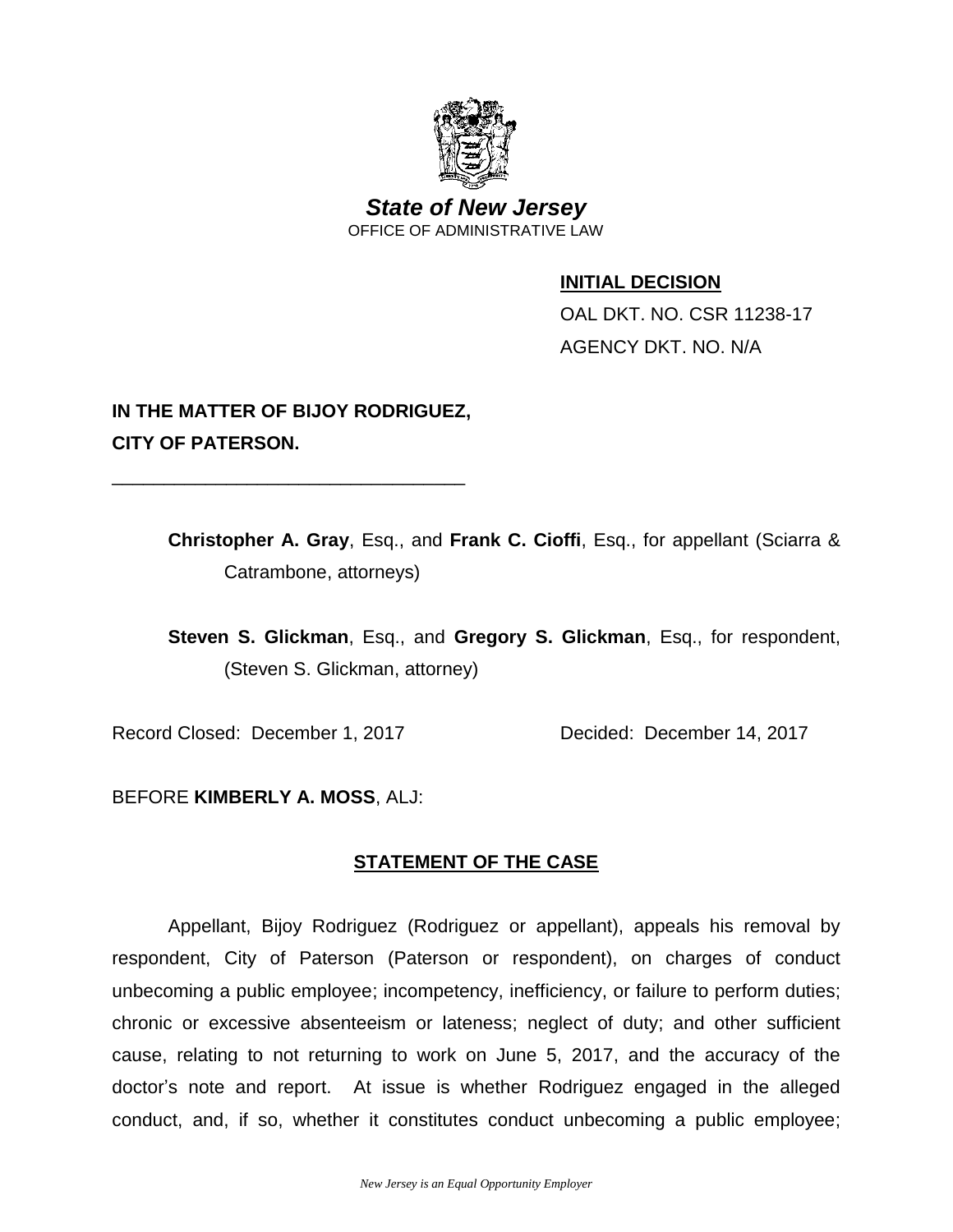***State of New Jersey***

OFFICE OF ADMINISTRATIVE LAW

**INITIAL DECISION**

OAL DKT. NO. CSR 11238-17

AGENCY DKT. NO. N/A

**IN THE MATTER OF BIJOY RODRIGUEZ, CITY OF PATERSON.**

\_\_\_\_\_\_\_\_\_\_\_\_\_\_\_\_\_\_\_\_\_\_\_\_\_\_\_\_\_\_\_\_\_\_\_\_\_\_\_

**Christopher A. Gray**, Esq., and **Frank C. Cioffi**, Esq., for appellant (Sciarra & Catrambone, attorneys)

**Steven S. Glickman**, Esq., and **Gregory S. Glickman**, Esq., for respondent, (Steven S. Glickman, attorney)

Record Closed: December 1, 2017 Decided: December 14, 2017

BEFORE **KIMBERLY A. MOSS**, ALJ:

## STATEMENT OF THE CASE

Appellant, Bijoy Rodriguez (Rodriguez or appellant), appeals his removal by respondent, City of Paterson (Paterson or respondent), on charges of conduct unbecoming a public employee; incompetency, inefficiency, or failure to perform duties; chronic or excessive absenteeism or lateness; neglect of duty; and other sufficient cause, relating to not returning to work on June 5, 2017, and the accuracy of the doctor's note and report. At issue is whether Rodriguez engaged in the alleged conduct, and, if so, whether it constitutes conduct unbecoming a public employee;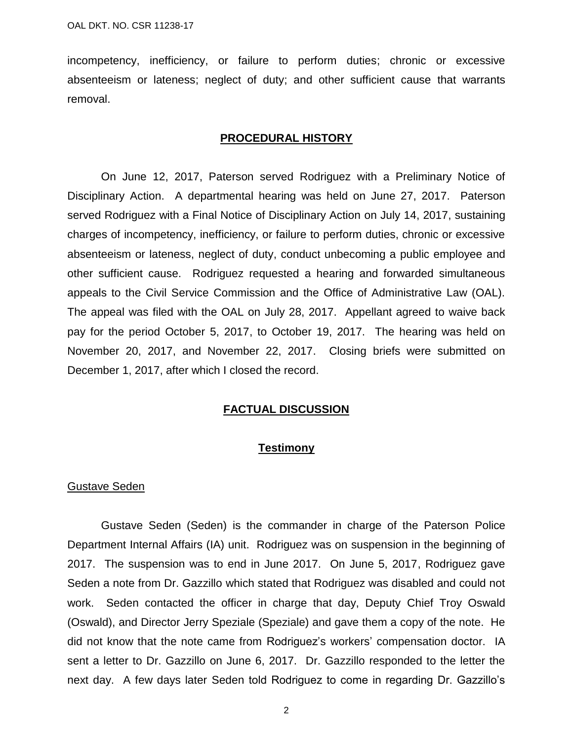incompetency, inefficiency, or failure to perform duties; chronic or excessive absenteeism or lateness; neglect of duty; and other sufficient cause that warrants removal.

## PROCEDURAL HISTORY

On June 12, 2017, Paterson served Rodriguez with a Preliminary Notice of Disciplinary Action. A departmental hearing was held on June 27, 2017. Paterson served Rodriguez with a Final Notice of Disciplinary Action on July 14, 2017, sustaining charges of incompetency, inefficiency, or failure to perform duties, chronic or excessive absenteeism or lateness, neglect of duty, conduct unbecoming a public employee and other sufficient cause. Rodriguez requested a hearing and forwarded simultaneous appeals to the Civil Service Commission and the Office of Administrative Law (OAL). The appeal was filed with the OAL on July 28, 2017. Appellant agreed to waive back pay for the period October 5, 2017, to October 19, 2017. The hearing was held on November 20, 2017, and November 22, 2017. Closing briefs were submitted on December 1, 2017, after which I closed the record.

## FACTUAL DISCUSSION

### Testimony

Gustave Seden

Gustave Seden (Seden) is the commander in charge of the Paterson Police Department Internal Affairs (IA) unit. Rodriguez was on suspension in the beginning of 2017. The suspension was to end in June 2017. On June 5, 2017, Rodriguez gave Seden a note from Dr. Gazzillo which stated that Rodriguez was disabled and could not work. Seden contacted the officer in charge that day, Deputy Chief Troy Oswald (Oswald), and Director Jerry Speziale (Speziale) and gave them a copy of the note. He did not know that the note came from Rodriguez's workers' compensation doctor. IA sent a letter to Dr. Gazzillo on June 6, 2017. Dr. Gazzillo responded to the letter the next day. A few days later Seden told Rodriguez to come in regarding Dr. Gazzillo's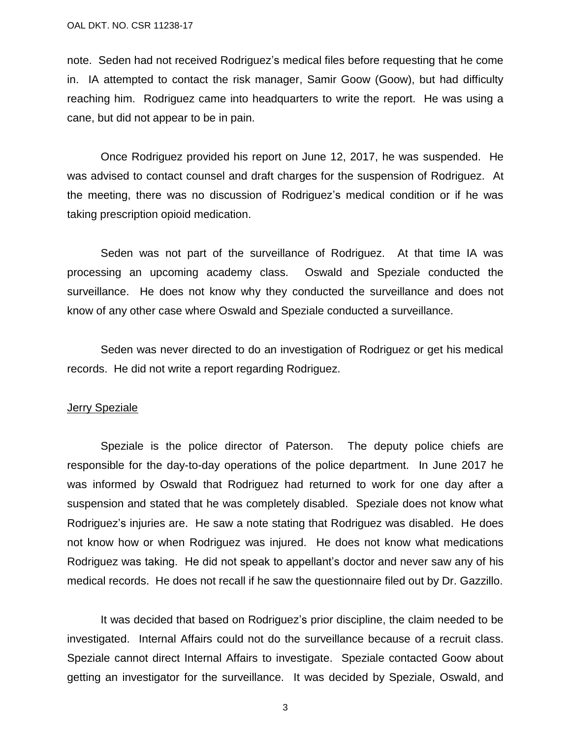note. Seden had not received Rodriguez's medical files before requesting that he come in. IA attempted to contact the risk manager, Samir Goow (Goow), but had difficulty reaching him. Rodriguez came into headquarters to write the report. He was using a cane, but did not appear to be in pain.

Once Rodriguez provided his report on June 12, 2017, he was suspended. He was advised to contact counsel and draft charges for the suspension of Rodriguez. At the meeting, there was no discussion of Rodriguez's medical condition or if he was taking prescription opioid medication.

Seden was not part of the surveillance of Rodriguez. At that time IA was processing an upcoming academy class. Oswald and Speziale conducted the surveillance. He does not know why they conducted the surveillance and does not know of any other case where Oswald and Speziale conducted a surveillance.

Seden was never directed to do an investigation of Rodriguez or get his medical records. He did not write a report regarding Rodriguez.

<u>Jerry Speziale</u>

Speziale is the police director of Paterson. The deputy police chiefs are responsible for the day-to-day operations of the police department. In June 2017 he was informed by Oswald that Rodriguez had returned to work for one day after a suspension and stated that he was completely disabled. Speziale does not know what Rodriguez's injuries are. He saw a note stating that Rodriguez was disabled. He does not know how or when Rodriguez was injured. He does not know what medications Rodriguez was taking. He did not speak to appellant's doctor and never saw any of his medical records. He does not recall if he saw the questionnaire filed out by Dr. Gazzillo.

It was decided that based on Rodriguez's prior discipline, the claim needed to be investigated. Internal Affairs could not do the surveillance because of a recruit class. Speziale cannot direct Internal Affairs to investigate. Speziale contacted Goow about getting an investigator for the surveillance. It was decided by Speziale, Oswald, and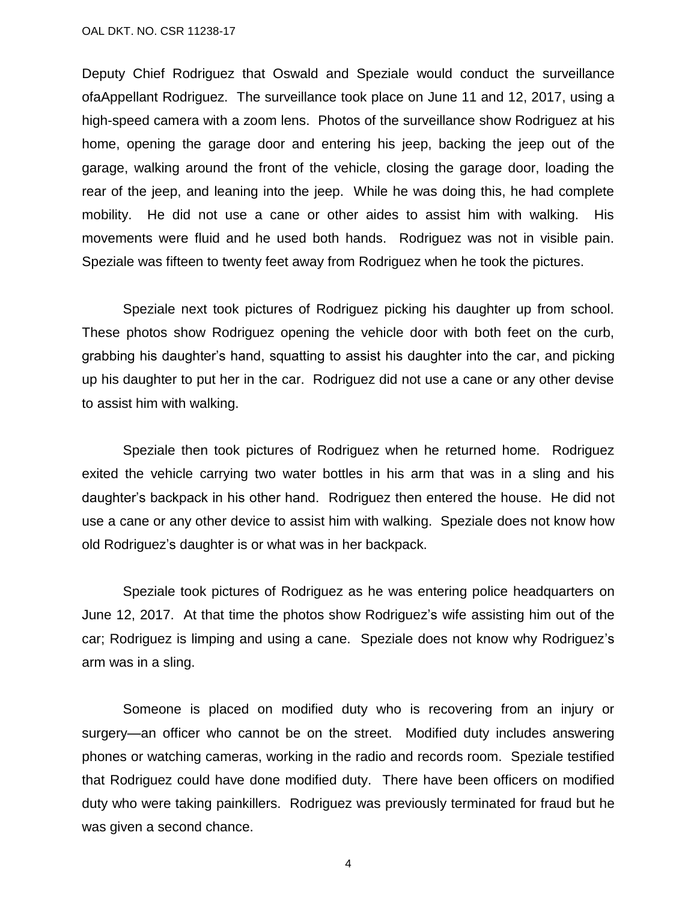Deputy Chief Rodriguez that Oswald and Speziale would conduct the surveillance ofaAppellant Rodriguez. The surveillance took place on June 11 and 12, 2017, using a high-speed camera with a zoom lens. Photos of the surveillance show Rodriguez at his home, opening the garage door and entering his jeep, backing the jeep out of the garage, walking around the front of the vehicle, closing the garage door, loading the rear of the jeep, and leaning into the jeep. While he was doing this, he had complete mobility. He did not use a cane or other aides to assist him with walking. His movements were fluid and he used both hands. Rodriguez was not in visible pain. Speziale was fifteen to twenty feet away from Rodriguez when he took the pictures.

Speziale next took pictures of Rodriguez picking his daughter up from school. These photos show Rodriguez opening the vehicle door with both feet on the curb, grabbing his daughter's hand, squatting to assist his daughter into the car, and picking up his daughter to put her in the car. Rodriguez did not use a cane or any other devise to assist him with walking.

Speziale then took pictures of Rodriguez when he returned home. Rodriguez exited the vehicle carrying two water bottles in his arm that was in a sling and his daughter's backpack in his other hand. Rodriguez then entered the house. He did not use a cane or any other device to assist him with walking. Speziale does not know how old Rodriguez's daughter is or what was in her backpack.

Speziale took pictures of Rodriguez as he was entering police headquarters on June 12, 2017. At that time the photos show Rodriguez's wife assisting him out of the car; Rodriguez is limping and using a cane. Speziale does not know why Rodriguez's arm was in a sling.

Someone is placed on modified duty who is recovering from an injury or surgery—an officer who cannot be on the street. Modified duty includes answering phones or watching cameras, working in the radio and records room. Speziale testified that Rodriguez could have done modified duty. There have been officers on modified duty who were taking painkillers. Rodriguez was previously terminated for fraud but he was given a second chance.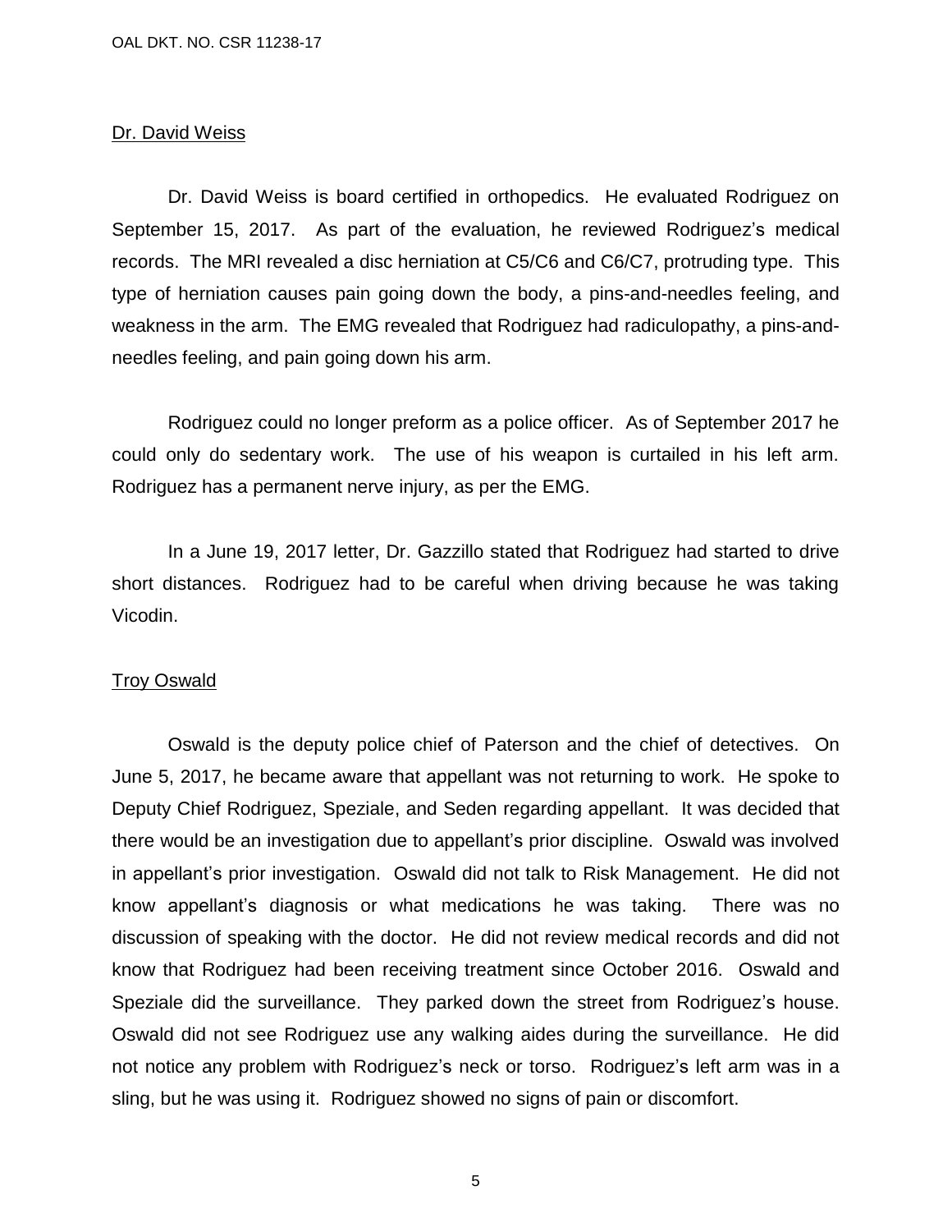Dr. David Weiss

Dr. David Weiss is board certified in orthopedics. He evaluated Rodriguez on September 15, 2017. As part of the evaluation, he reviewed Rodriguez's medical records. The MRI revealed a disc herniation at C5/C6 and C6/C7, protruding type. This type of herniation causes pain going down the body, a pins-and-needles feeling, and weakness in the arm. The EMG revealed that Rodriguez had radiculopathy, a pins-and-needles feeling, and pain going down his arm.

Rodriguez could no longer preform as a police officer. As of September 2017 he could only do sedentary work. The use of his weapon is curtailed in his left arm. Rodriguez has a permanent nerve injury, as per the EMG.

In a June 19, 2017 letter, Dr. Gazzillo stated that Rodriguez had started to drive short distances. Rodriguez had to be careful when driving because he was taking Vicodin.

Troy Oswald

Oswald is the deputy police chief of Paterson and the chief of detectives. On June 5, 2017, he became aware that appellant was not returning to work. He spoke to Deputy Chief Rodriguez, Speziale, and Seden regarding appellant. It was decided that there would be an investigation due to appellant's prior discipline. Oswald was involved in appellant's prior investigation. Oswald did not talk to Risk Management. He did not know appellant's diagnosis or what medications he was taking. There was no discussion of speaking with the doctor. He did not review medical records and did not know that Rodriguez had been receiving treatment since October 2016. Oswald and Speziale did the surveillance. They parked down the street from Rodriguez's house. Oswald did not see Rodriguez use any walking aides during the surveillance. He did not notice any problem with Rodriguez's neck or torso. Rodriguez's left arm was in a sling, but he was using it. Rodriguez showed no signs of pain or discomfort.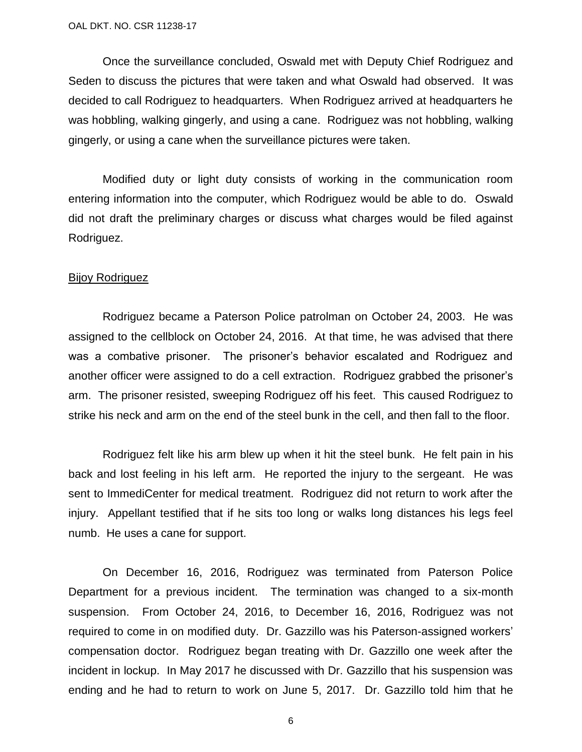Once the surveillance concluded, Oswald met with Deputy Chief Rodriguez and Seden to discuss the pictures that were taken and what Oswald had observed. It was decided to call Rodriguez to headquarters. When Rodriguez arrived at headquarters he was hobbling, walking gingerly, and using a cane. Rodriguez was not hobbling, walking gingerly, or using a cane when the surveillance pictures were taken.

Modified duty or light duty consists of working in the communication room entering information into the computer, which Rodriguez would be able to do. Oswald did not draft the preliminary charges or discuss what charges would be filed against Rodriguez.

<u>Bijoy Rodriguez</u>

Rodriguez became a Paterson Police patrolman on October 24, 2003. He was assigned to the cellblock on October 24, 2016. At that time, he was advised that there was a combative prisoner. The prisoner's behavior escalated and Rodriguez and another officer were assigned to do a cell extraction. Rodriguez grabbed the prisoner's arm. The prisoner resisted, sweeping Rodriguez off his feet. This caused Rodriguez to strike his neck and arm on the end of the steel bunk in the cell, and then fall to the floor.

Rodriguez felt like his arm blew up when it hit the steel bunk. He felt pain in his back and lost feeling in his left arm. He reported the injury to the sergeant. He was sent to ImmediCenter for medical treatment. Rodriguez did not return to work after the injury. Appellant testified that if he sits too long or walks long distances his legs feel numb. He uses a cane for support.

On December 16, 2016, Rodriguez was terminated from Paterson Police Department for a previous incident. The termination was changed to a six-month suspension. From October 24, 2016, to December 16, 2016, Rodriguez was not required to come in on modified duty. Dr. Gazzillo was his Paterson-assigned workers' compensation doctor. Rodriguez began treating with Dr. Gazzillo one week after the incident in lockup. In May 2017 he discussed with Dr. Gazzillo that his suspension was ending and he had to return to work on June 5, 2017. Dr. Gazzillo told him that he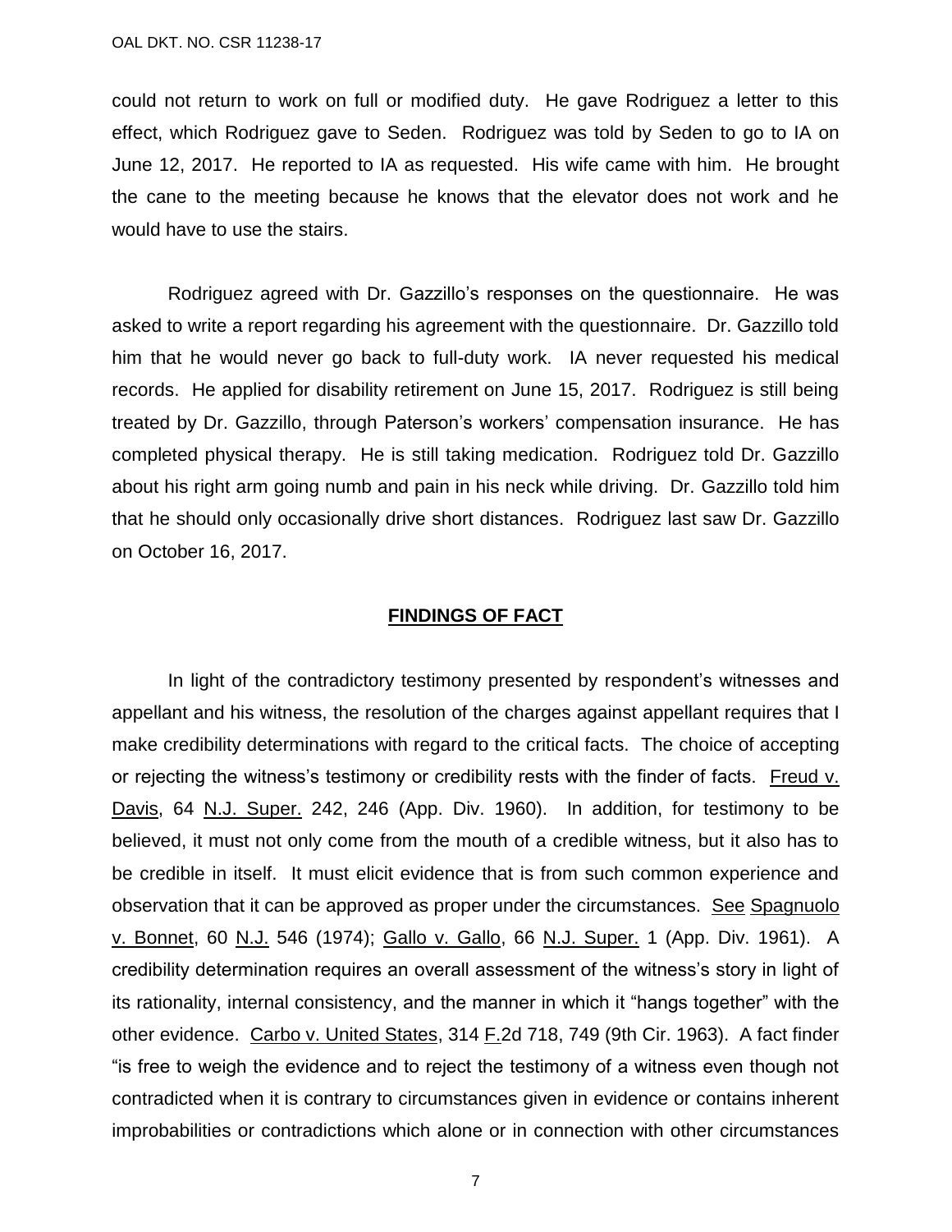could not return to work on full or modified duty. He gave Rodriguez a letter to this effect, which Rodriguez gave to Seden. Rodriguez was told by Seden to go to IA on June 12, 2017. He reported to IA as requested. His wife came with him. He brought the cane to the meeting because he knows that the elevator does not work and he would have to use the stairs.

Rodriguez agreed with Dr. Gazzillo's responses on the questionnaire. He was asked to write a report regarding his agreement with the questionnaire. Dr. Gazzillo told him that he would never go back to full-duty work. IA never requested his medical records. He applied for disability retirement on June 15, 2017. Rodriguez is still being treated by Dr. Gazzillo, through Paterson's workers' compensation insurance. He has completed physical therapy. He is still taking medication. Rodriguez told Dr. Gazzillo about his right arm going numb and pain in his neck while driving. Dr. Gazzillo told him that he should only occasionally drive short distances. Rodriguez last saw Dr. Gazzillo on October 16, 2017.

## FINDINGS OF FACT

In light of the contradictory testimony presented by respondent's witnesses and appellant and his witness, the resolution of the charges against appellant requires that I make credibility determinations with regard to the critical facts. The choice of accepting or rejecting the witness's testimony or credibility rests with the finder of facts. Freud v. Davis, 64 N.J. Super. 242, 246 (App. Div. 1960). In addition, for testimony to be believed, it must not only come from the mouth of a credible witness, but it also has to be credible in itself. It must elicit evidence that is from such common experience and observation that it can be approved as proper under the circumstances. See Spagnuolo v. Bonnet, 60 N.J. 546 (1974); Gallo v. Gallo, 66 N.J. Super. 1 (App. Div. 1961). A credibility determination requires an overall assessment of the witness's story in light of its rationality, internal consistency, and the manner in which it "hangs together" with the other evidence. Carbo v. United States, 314 F.2d 718, 749 (9th Cir. 1963). A fact finder "is free to weigh the evidence and to reject the testimony of a witness even though not contradicted when it is contrary to circumstances given in evidence or contains inherent improbabilities or contradictions which alone or in connection with other circumstances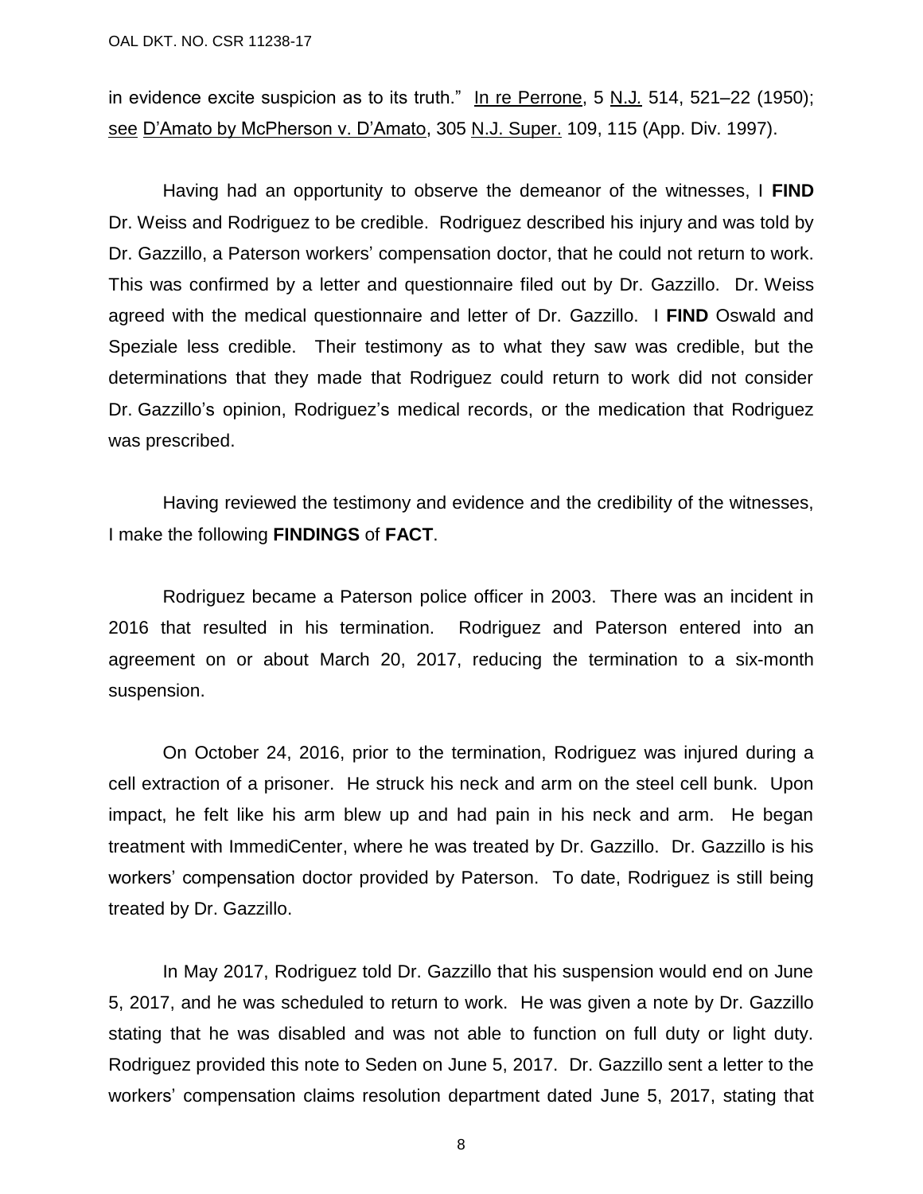in evidence excite suspicion as to its truth." In re Perrone, 5 N.J. 514, 521–22 (1950); see D'Amato by McPherson v. D'Amato, 305 N.J. Super. 109, 115 (App. Div. 1997).

Having had an opportunity to observe the demeanor of the witnesses, I **FIND** Dr. Weiss and Rodriguez to be credible. Rodriguez described his injury and was told by Dr. Gazzillo, a Paterson workers' compensation doctor, that he could not return to work. This was confirmed by a letter and questionnaire filed out by Dr. Gazzillo. Dr. Weiss agreed with the medical questionnaire and letter of Dr. Gazzillo. I **FIND** Oswald and Speziale less credible. Their testimony as to what they saw was credible, but the determinations that they made that Rodriguez could return to work did not consider Dr. Gazzillo's opinion, Rodriguez's medical records, or the medication that Rodriguez was prescribed.

Having reviewed the testimony and evidence and the credibility of the witnesses, I make the following **FINDINGS** of **FACT**.

Rodriguez became a Paterson police officer in 2003. There was an incident in 2016 that resulted in his termination. Rodriguez and Paterson entered into an agreement on or about March 20, 2017, reducing the termination to a six-month suspension.

On October 24, 2016, prior to the termination, Rodriguez was injured during a cell extraction of a prisoner. He struck his neck and arm on the steel cell bunk. Upon impact, he felt like his arm blew up and had pain in his neck and arm. He began treatment with ImmediCenter, where he was treated by Dr. Gazzillo. Dr. Gazzillo is his workers' compensation doctor provided by Paterson. To date, Rodriguez is still being treated by Dr. Gazzillo.

In May 2017, Rodriguez told Dr. Gazzillo that his suspension would end on June 5, 2017, and he was scheduled to return to work. He was given a note by Dr. Gazzillo stating that he was disabled and was not able to function on full duty or light duty. Rodriguez provided this note to Seden on June 5, 2017. Dr. Gazzillo sent a letter to the workers' compensation claims resolution department dated June 5, 2017, stating that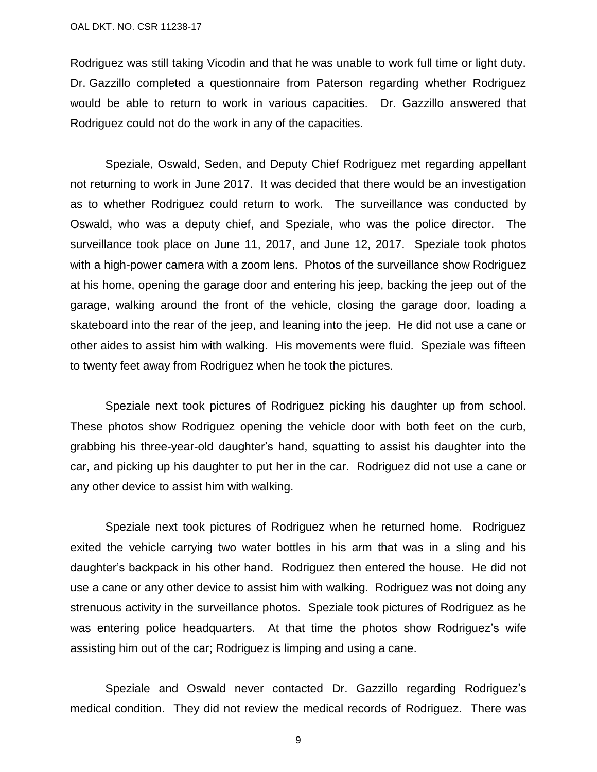Rodriguez was still taking Vicodin and that he was unable to work full time or light duty. Dr. Gazzillo completed a questionnaire from Paterson regarding whether Rodriguez would be able to return to work in various capacities. Dr. Gazzillo answered that Rodriguez could not do the work in any of the capacities.

Speziale, Oswald, Seden, and Deputy Chief Rodriguez met regarding appellant not returning to work in June 2017. It was decided that there would be an investigation as to whether Rodriguez could return to work. The surveillance was conducted by Oswald, who was a deputy chief, and Speziale, who was the police director. The surveillance took place on June 11, 2017, and June 12, 2017. Speziale took photos with a high-power camera with a zoom lens. Photos of the surveillance show Rodriguez at his home, opening the garage door and entering his jeep, backing the jeep out of the garage, walking around the front of the vehicle, closing the garage door, loading a skateboard into the rear of the jeep, and leaning into the jeep. He did not use a cane or other aides to assist him with walking. His movements were fluid. Speziale was fifteen to twenty feet away from Rodriguez when he took the pictures.

Speziale next took pictures of Rodriguez picking his daughter up from school. These photos show Rodriguez opening the vehicle door with both feet on the curb, grabbing his three-year-old daughter's hand, squatting to assist his daughter into the car, and picking up his daughter to put her in the car. Rodriguez did not use a cane or any other device to assist him with walking.

Speziale next took pictures of Rodriguez when he returned home. Rodriguez exited the vehicle carrying two water bottles in his arm that was in a sling and his daughter's backpack in his other hand. Rodriguez then entered the house. He did not use a cane or any other device to assist him with walking. Rodriguez was not doing any strenuous activity in the surveillance photos. Speziale took pictures of Rodriguez as he was entering police headquarters. At that time the photos show Rodriguez's wife assisting him out of the car; Rodriguez is limping and using a cane.

Speziale and Oswald never contacted Dr. Gazzillo regarding Rodriguez's medical condition. They did not review the medical records of Rodriguez. There was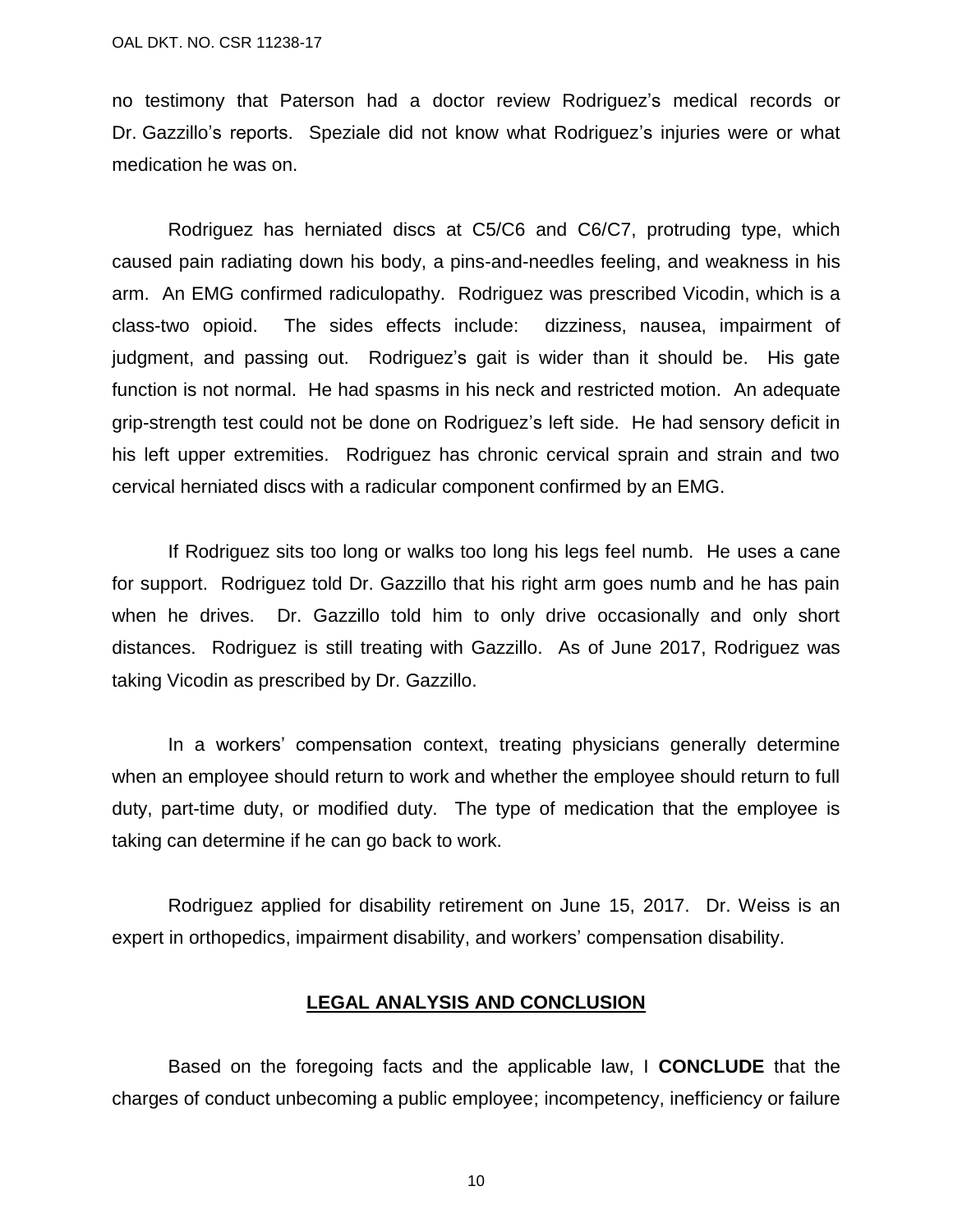no testimony that Paterson had a doctor review Rodriguez's medical records or Dr. Gazzillo's reports. Speziale did not know what Rodriguez's injuries were or what medication he was on.

Rodriguez has herniated discs at C5/C6 and C6/C7, protruding type, which caused pain radiating down his body, a pins-and-needles feeling, and weakness in his arm. An EMG confirmed radiculopathy. Rodriguez was prescribed Vicodin, which is a class-two opioid. The sides effects include: dizziness, nausea, impairment of judgment, and passing out. Rodriguez's gait is wider than it should be. His gate function is not normal. He had spasms in his neck and restricted motion. An adequate grip-strength test could not be done on Rodriguez's left side. He had sensory deficit in his left upper extremities. Rodriguez has chronic cervical sprain and strain and two cervical herniated discs with a radicular component confirmed by an EMG.

If Rodriguez sits too long or walks too long his legs feel numb. He uses a cane for support. Rodriguez told Dr. Gazzillo that his right arm goes numb and he has pain when he drives. Dr. Gazzillo told him to only drive occasionally and only short distances. Rodriguez is still treating with Gazzillo. As of June 2017, Rodriguez was taking Vicodin as prescribed by Dr. Gazzillo.

In a workers' compensation context, treating physicians generally determine when an employee should return to work and whether the employee should return to full duty, part-time duty, or modified duty. The type of medication that the employee is taking can determine if he can go back to work.

Rodriguez applied for disability retirement on June 15, 2017. Dr. Weiss is an expert in orthopedics, impairment disability, and workers' compensation disability.

## LEGAL ANALYSIS AND CONCLUSION

Based on the foregoing facts and the applicable law, I **CONCLUDE** that the charges of conduct unbecoming a public employee; incompetency, inefficiency or failure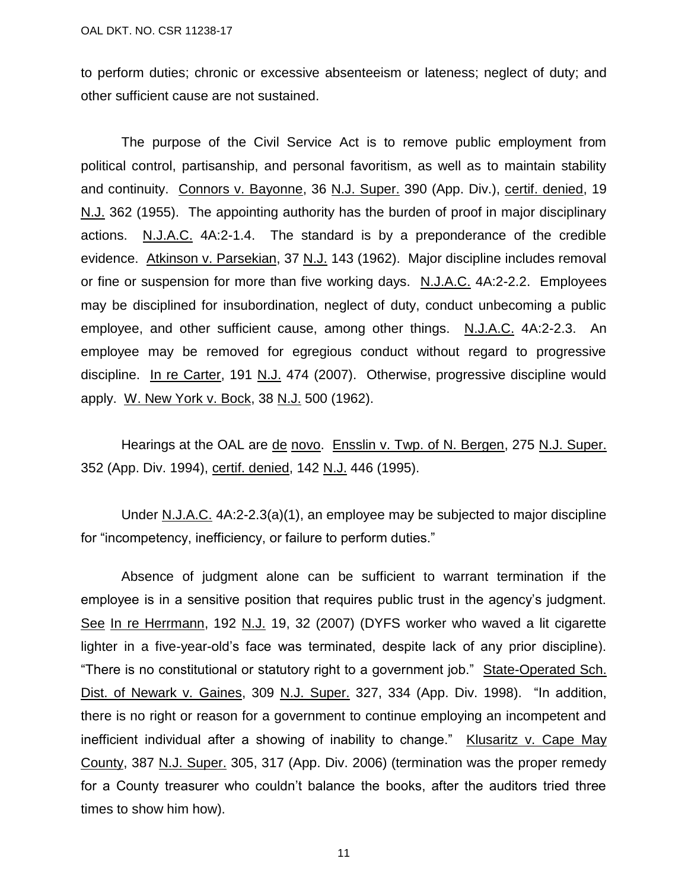to perform duties; chronic or excessive absenteeism or lateness; neglect of duty; and other sufficient cause are not sustained.

The purpose of the Civil Service Act is to remove public employment from political control, partisanship, and personal favoritism, as well as to maintain stability and continuity. Connors v. Bayonne, 36 N.J. Super. 390 (App. Div.), certif. denied, 19 N.J. 362 (1955). The appointing authority has the burden of proof in major disciplinary actions. N.J.A.C. 4A:2-1.4. The standard is by a preponderance of the credible evidence. Atkinson v. Parsekian, 37 N.J. 143 (1962). Major discipline includes removal or fine or suspension for more than five working days. N.J.A.C. 4A:2-2.2. Employees may be disciplined for insubordination, neglect of duty, conduct unbecoming a public employee, and other sufficient cause, among other things. N.J.A.C. 4A:2-2.3. An employee may be removed for egregious conduct without regard to progressive discipline. In re Carter, 191 N.J. 474 (2007). Otherwise, progressive discipline would apply. W. New York v. Bock, 38 N.J. 500 (1962).

Hearings at the OAL are de novo. Ensslin v. Twp. of N. Bergen, 275 N.J. Super. 352 (App. Div. 1994), certif. denied, 142 N.J. 446 (1995).

Under N.J.A.C. 4A:2-2.3(a)(1), an employee may be subjected to major discipline for "incompetency, inefficiency, or failure to perform duties."

Absence of judgment alone can be sufficient to warrant termination if the employee is in a sensitive position that requires public trust in the agency's judgment. See In re Herrmann, 192 N.J. 19, 32 (2007) (DYFS worker who waved a lit cigarette lighter in a five-year-old's face was terminated, despite lack of any prior discipline). "There is no constitutional or statutory right to a government job." State-Operated Sch. Dist. of Newark v. Gaines, 309 N.J. Super. 327, 334 (App. Div. 1998). "In addition, there is no right or reason for a government to continue employing an incompetent and inefficient individual after a showing of inability to change." Klusaritz v. Cape May County, 387 N.J. Super. 305, 317 (App. Div. 2006) (termination was the proper remedy for a County treasurer who couldn't balance the books, after the auditors tried three times to show him how).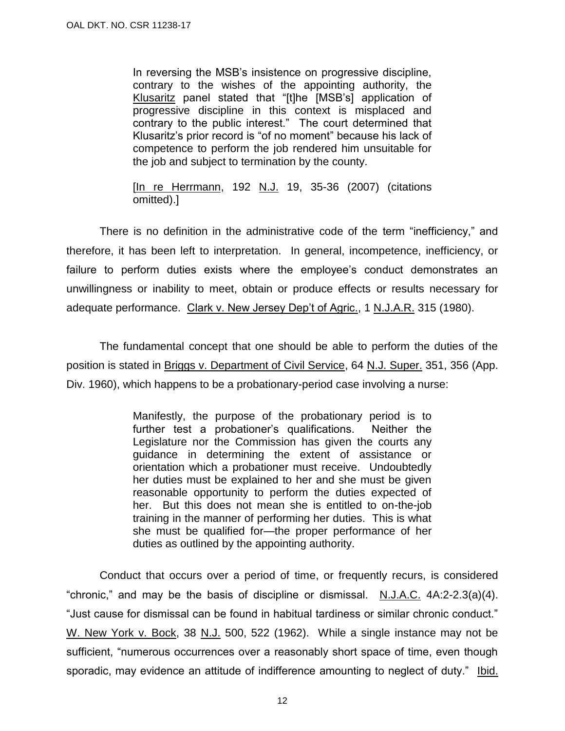> In reversing the MSB's insistence on progressive discipline, contrary to the wishes of the appointing authority, the Klusaritz panel stated that "[t]he [MSB's] application of progressive discipline in this context is misplaced and contrary to the public interest." The court determined that Klusaritz's prior record is "of no moment" because his lack of competence to perform the job rendered him unsuitable for the job and subject to termination by the county.
>
> [In re Herrmann, 192 N.J. 19, 35-36 (2007) (citations omitted).]

There is no definition in the administrative code of the term "inefficiency," and therefore, it has been left to interpretation. In general, incompetence, inefficiency, or failure to perform duties exists where the employee's conduct demonstrates an unwillingness or inability to meet, obtain or produce effects or results necessary for adequate performance. Clark v. New Jersey Dep't of Agric., 1 N.J.A.R. 315 (1980).

The fundamental concept that one should be able to perform the duties of the position is stated in Briggs v. Department of Civil Service, 64 N.J. Super. 351, 356 (App. Div. 1960), which happens to be a probationary-period case involving a nurse:

> Manifestly, the purpose of the probationary period is to further test a probationer's qualifications. Neither the Legislature nor the Commission has given the courts any guidance in determining the extent of assistance or orientation which a probationer must receive. Undoubtedly her duties must be explained to her and she must be given reasonable opportunity to perform the duties expected of her. But this does not mean she is entitled to on-the-job training in the manner of performing her duties. This is what she must be qualified for—the proper performance of her duties as outlined by the appointing authority.

Conduct that occurs over a period of time, or frequently recurs, is considered "chronic," and may be the basis of discipline or dismissal. N.J.A.C. 4A:2-2.3(a)(4). "Just cause for dismissal can be found in habitual tardiness or similar chronic conduct." W. New York v. Bock, 38 N.J. 500, 522 (1962). While a single instance may not be sufficient, "numerous occurrences over a reasonably short space of time, even though sporadic, may evidence an attitude of indifference amounting to neglect of duty." Ibid.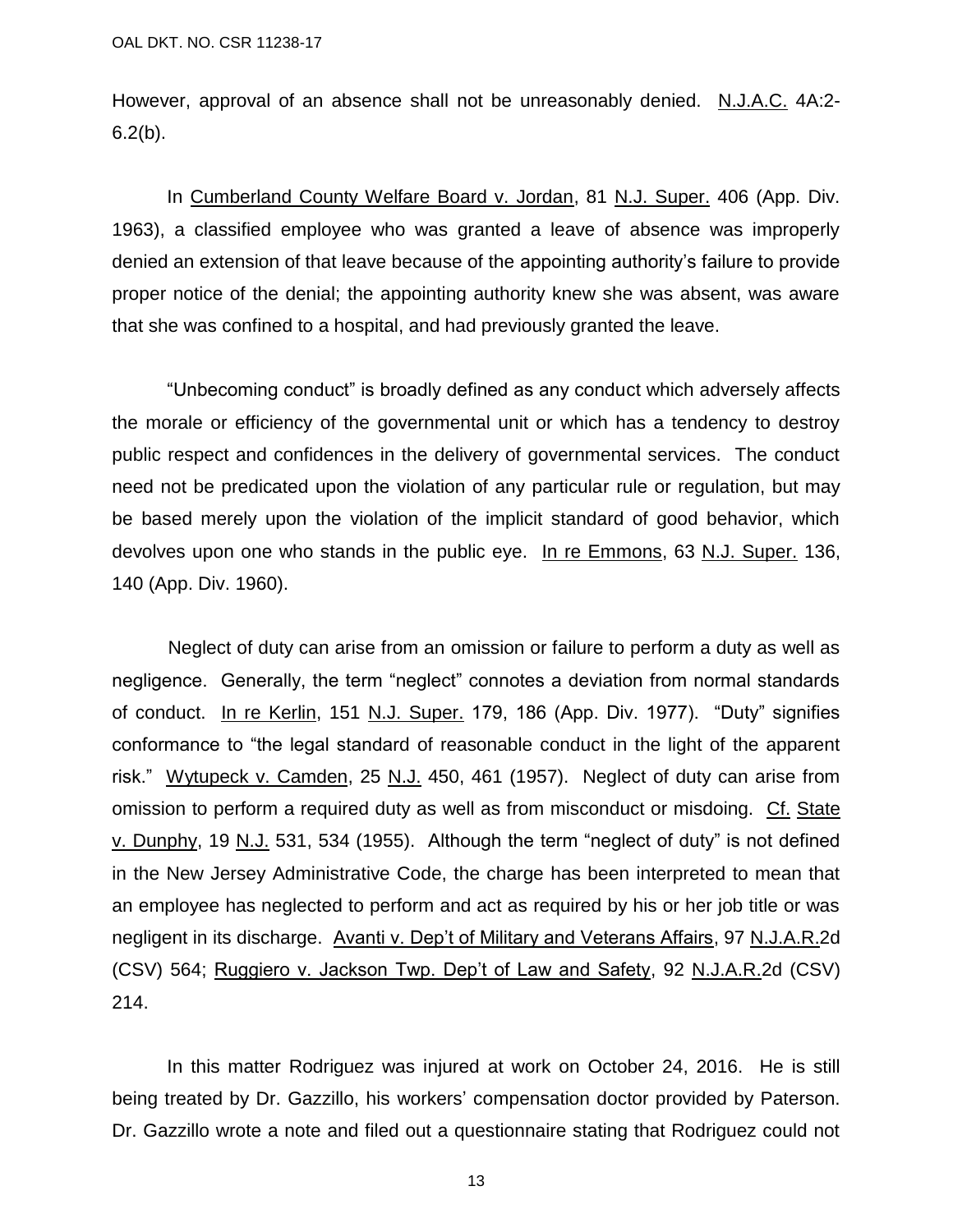However, approval of an absence shall not be unreasonably denied. N.J.A.C. 4A:2-6.2(b).

In Cumberland County Welfare Board v. Jordan, 81 N.J. Super. 406 (App. Div. 1963), a classified employee who was granted a leave of absence was improperly denied an extension of that leave because of the appointing authority's failure to provide proper notice of the denial; the appointing authority knew she was absent, was aware that she was confined to a hospital, and had previously granted the leave.

"Unbecoming conduct" is broadly defined as any conduct which adversely affects the morale or efficiency of the governmental unit or which has a tendency to destroy public respect and confidences in the delivery of governmental services. The conduct need not be predicated upon the violation of any particular rule or regulation, but may be based merely upon the violation of the implicit standard of good behavior, which devolves upon one who stands in the public eye. In re Emmons, 63 N.J. Super. 136, 140 (App. Div. 1960).

Neglect of duty can arise from an omission or failure to perform a duty as well as negligence. Generally, the term "neglect" connotes a deviation from normal standards of conduct. In re Kerlin, 151 N.J. Super. 179, 186 (App. Div. 1977). "Duty" signifies conformance to "the legal standard of reasonable conduct in the light of the apparent risk." Wytupeck v. Camden, 25 N.J. 450, 461 (1957). Neglect of duty can arise from omission to perform a required duty as well as from misconduct or misdoing. Cf. State v. Dunphy, 19 N.J. 531, 534 (1955). Although the term "neglect of duty" is not defined in the New Jersey Administrative Code, the charge has been interpreted to mean that an employee has neglected to perform and act as required by his or her job title or was negligent in its discharge. Avanti v. Dep't of Military and Veterans Affairs, 97 N.J.A.R.2d (CSV) 564; Ruggiero v. Jackson Twp. Dep't of Law and Safety, 92 N.J.A.R.2d (CSV) 214.

In this matter Rodriguez was injured at work on October 24, 2016. He is still being treated by Dr. Gazzillo, his workers' compensation doctor provided by Paterson. Dr. Gazzillo wrote a note and filed out a questionnaire stating that Rodriguez could not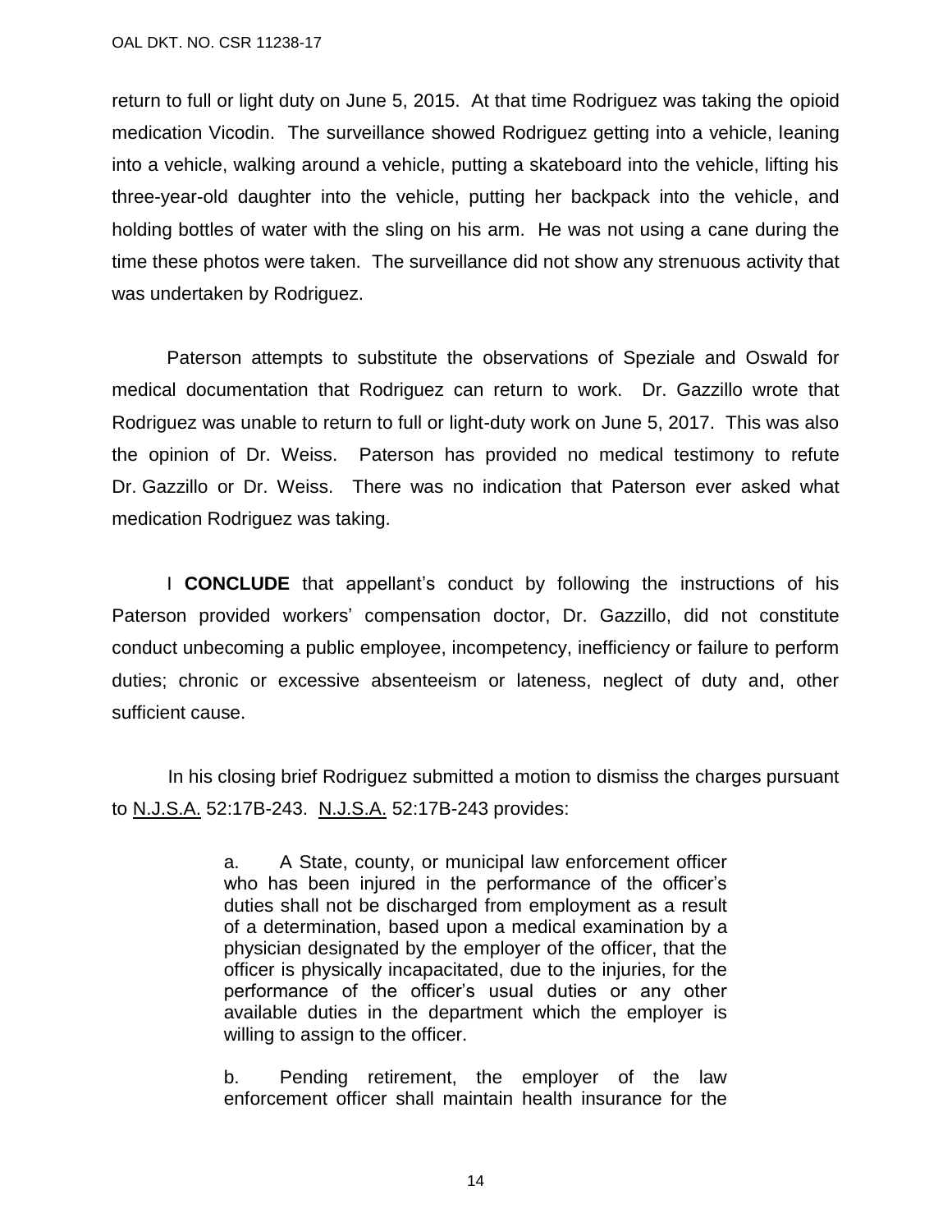return to full or light duty on June 5, 2015. At that time Rodriguez was taking the opioid medication Vicodin. The surveillance showed Rodriguez getting into a vehicle, leaning into a vehicle, walking around a vehicle, putting a skateboard into the vehicle, lifting his three-year-old daughter into the vehicle, putting her backpack into the vehicle, and holding bottles of water with the sling on his arm. He was not using a cane during the time these photos were taken. The surveillance did not show any strenuous activity that was undertaken by Rodriguez.

Paterson attempts to substitute the observations of Speziale and Oswald for medical documentation that Rodriguez can return to work. Dr. Gazzillo wrote that Rodriguez was unable to return to full or light-duty work on June 5, 2017. This was also the opinion of Dr. Weiss. Paterson has provided no medical testimony to refute Dr. Gazzillo or Dr. Weiss. There was no indication that Paterson ever asked what medication Rodriguez was taking.

I **CONCLUDE** that appellant's conduct by following the instructions of his Paterson provided workers' compensation doctor, Dr. Gazzillo, did not constitute conduct unbecoming a public employee, incompetency, inefficiency or failure to perform duties; chronic or excessive absenteeism or lateness, neglect of duty and, other sufficient cause.

In his closing brief Rodriguez submitted a motion to dismiss the charges pursuant to N.J.S.A. 52:17B-243. N.J.S.A. 52:17B-243 provides:

> a. A State, county, or municipal law enforcement officer who has been injured in the performance of the officer's duties shall not be discharged from employment as a result of a determination, based upon a medical examination by a physician designated by the employer of the officer, that the officer is physically incapacitated, due to the injuries, for the performance of the officer's usual duties or any other available duties in the department which the employer is willing to assign to the officer.
>
> b. Pending retirement, the employer of the law enforcement officer shall maintain health insurance for the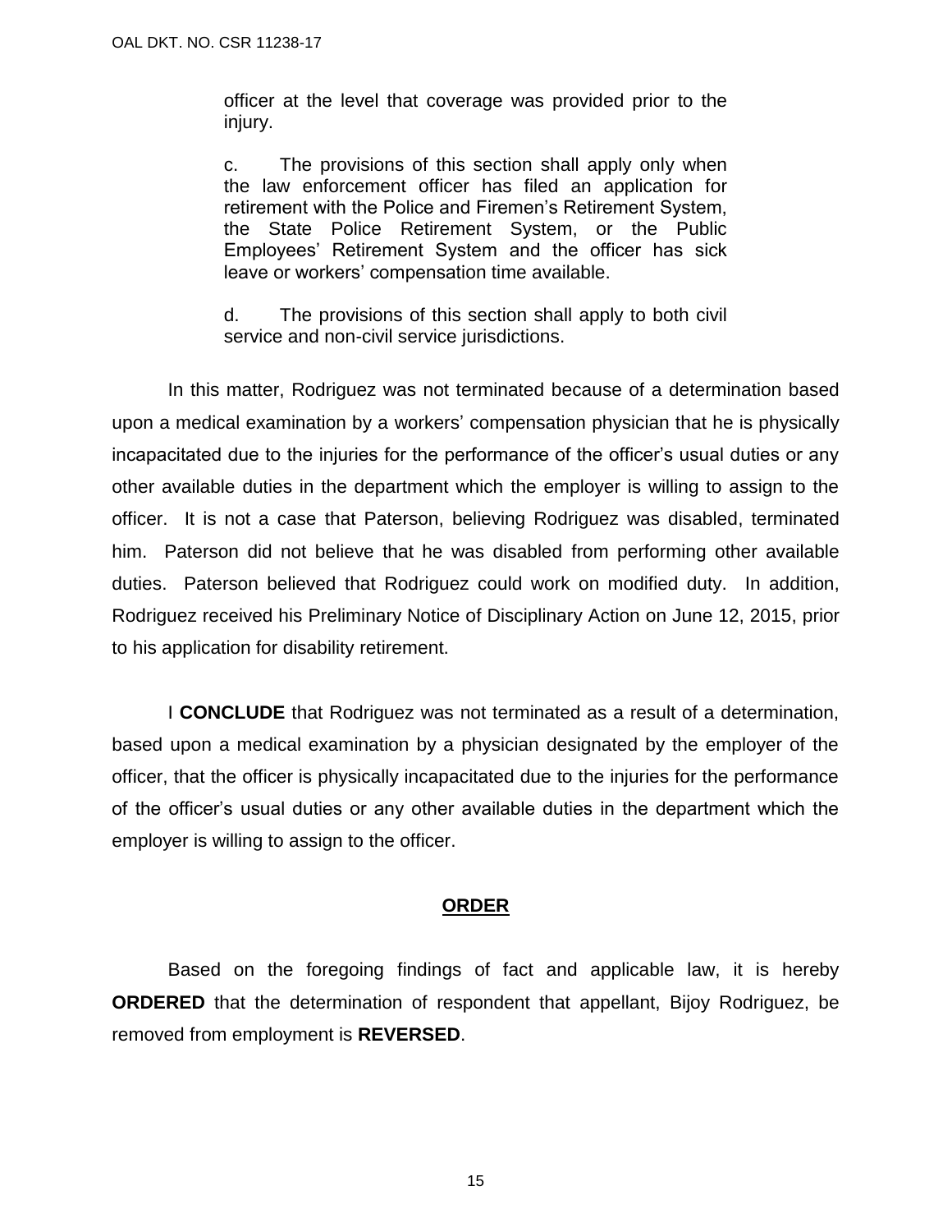> officer at the level that coverage was provided prior to the injury.
>
> c. The provisions of this section shall apply only when the law enforcement officer has filed an application for retirement with the Police and Firemen's Retirement System, the State Police Retirement System, or the Public Employees' Retirement System and the officer has sick leave or workers' compensation time available.
>
> d. The provisions of this section shall apply to both civil service and non-civil service jurisdictions.

In this matter, Rodriguez was not terminated because of a determination based upon a medical examination by a workers' compensation physician that he is physically incapacitated due to the injuries for the performance of the officer's usual duties or any other available duties in the department which the employer is willing to assign to the officer. It is not a case that Paterson, believing Rodriguez was disabled, terminated him. Paterson did not believe that he was disabled from performing other available duties. Paterson believed that Rodriguez could work on modified duty. In addition, Rodriguez received his Preliminary Notice of Disciplinary Action on June 12, 2015, prior to his application for disability retirement.

I **CONCLUDE** that Rodriguez was not terminated as a result of a determination, based upon a medical examination by a physician designated by the employer of the officer, that the officer is physically incapacitated due to the injuries for the performance of the officer's usual duties or any other available duties in the department which the employer is willing to assign to the officer.

## ORDER

Based on the foregoing findings of fact and applicable law, it is hereby **ORDERED** that the determination of respondent that appellant, Bijoy Rodriguez, be removed from employment is **REVERSED**.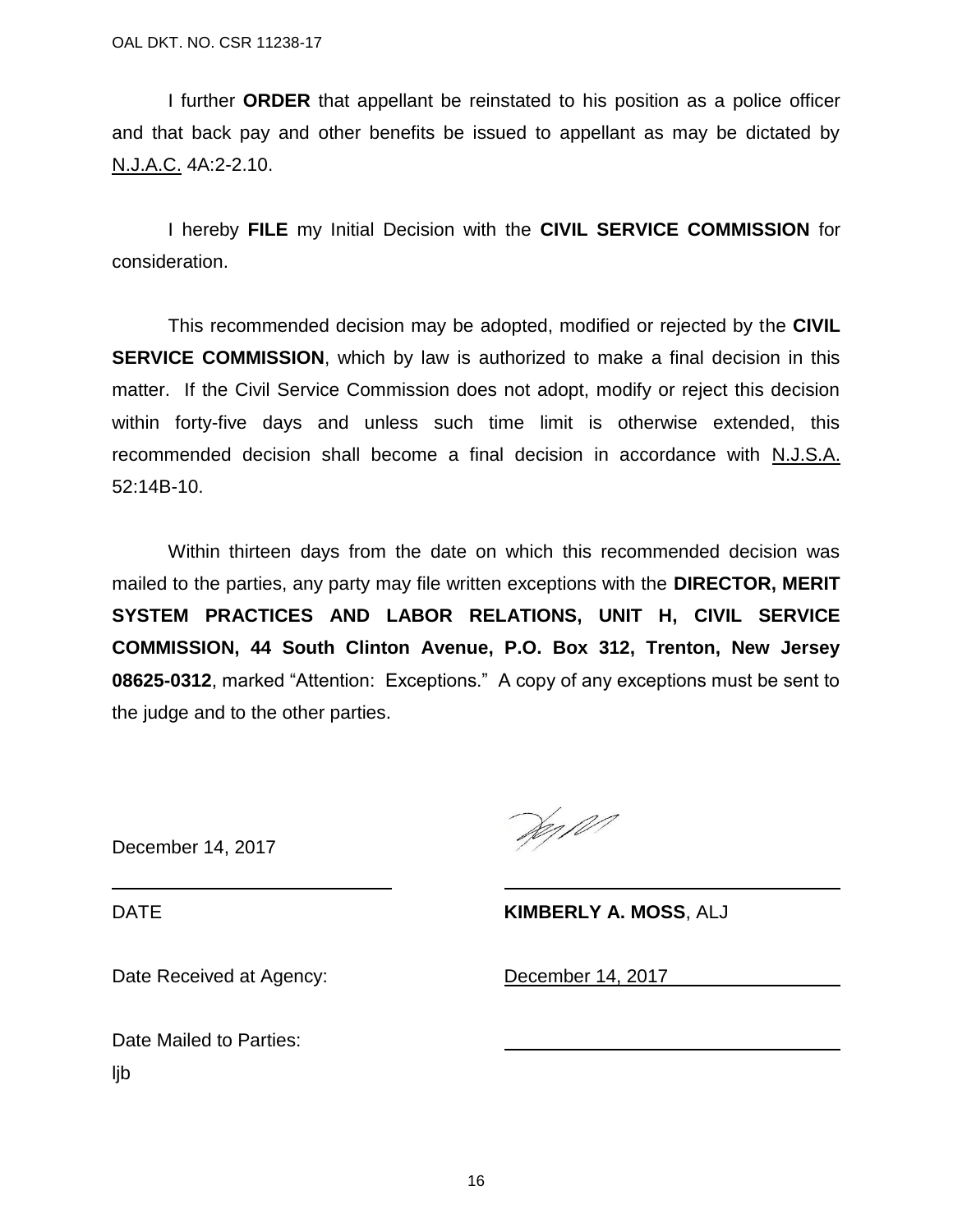I further **ORDER** that appellant be reinstated to his position as a police officer and that back pay and other benefits be issued to appellant as may be dictated by N.J.A.C. 4A:2-2.10.

I hereby **FILE** my Initial Decision with the **CIVIL SERVICE COMMISSION** for consideration.

This recommended decision may be adopted, modified or rejected by the **CIVIL SERVICE COMMISSION**, which by law is authorized to make a final decision in this matter. If the Civil Service Commission does not adopt, modify or reject this decision within forty-five days and unless such time limit is otherwise extended, this recommended decision shall become a final decision in accordance with N.J.S.A. 52:14B-10.

Within thirteen days from the date on which this recommended decision was mailed to the parties, any party may file written exceptions with the **DIRECTOR, MERIT SYSTEM PRACTICES AND LABOR RELATIONS, UNIT H, CIVIL SERVICE COMMISSION, 44 South Clinton Avenue, P.O. Box 312, Trenton, New Jersey 08625-0312**, marked "Attention: Exceptions." A copy of any exceptions must be sent to the judge and to the other parties.

December 14, 2017

DATE — **KIMBERLY A. MOSS**, ALJ

Date Received at Agency: December 14, 2017

Date Mailed to Parties:

ljb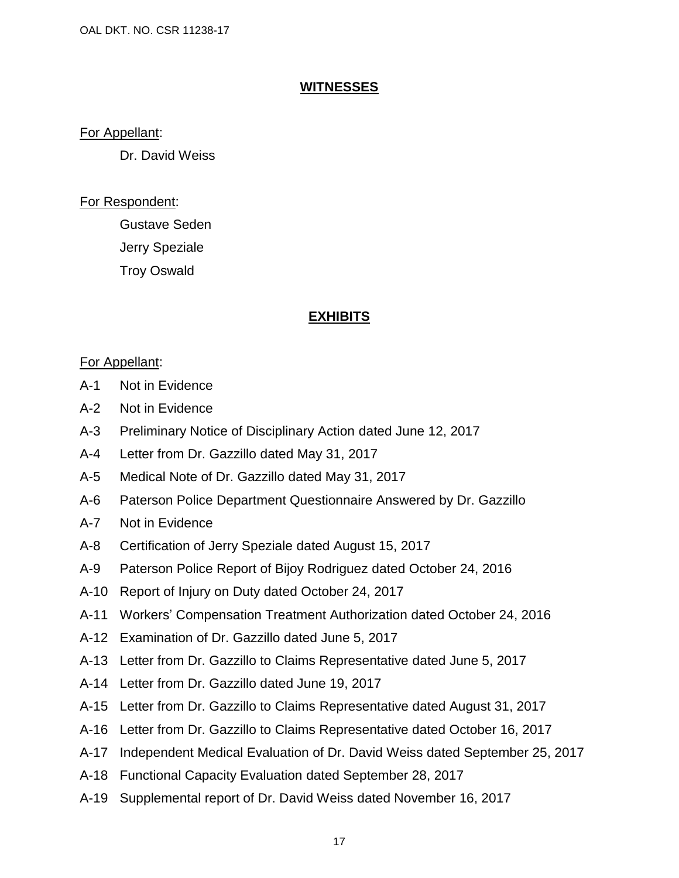## WITNESSES

For Appellant:

Dr. David Weiss

For Respondent:

Gustave Seden

Jerry Speziale

Troy Oswald

## EXHIBITS

For Appellant:

A-1 Not in Evidence

A-2 Not in Evidence

A-3 Preliminary Notice of Disciplinary Action dated June 12, 2017

A-4 Letter from Dr. Gazzillo dated May 31, 2017

A-5 Medical Note of Dr. Gazzillo dated May 31, 2017

A-6 Paterson Police Department Questionnaire Answered by Dr. Gazzillo

A-7 Not in Evidence

A-8 Certification of Jerry Speziale dated August 15, 2017

A-9 Paterson Police Report of Bijoy Rodriguez dated October 24, 2016

A-10 Report of Injury on Duty dated October 24, 2017

A-11 Workers' Compensation Treatment Authorization dated October 24, 2016

A-12 Examination of Dr. Gazzillo dated June 5, 2017

A-13 Letter from Dr. Gazzillo to Claims Representative dated June 5, 2017

A-14 Letter from Dr. Gazzillo dated June 19, 2017

A-15 Letter from Dr. Gazzillo to Claims Representative dated August 31, 2017

A-16 Letter from Dr. Gazzillo to Claims Representative dated October 16, 2017

A-17 Independent Medical Evaluation of Dr. David Weiss dated September 25, 2017

A-18 Functional Capacity Evaluation dated September 28, 2017

A-19 Supplemental report of Dr. David Weiss dated November 16, 2017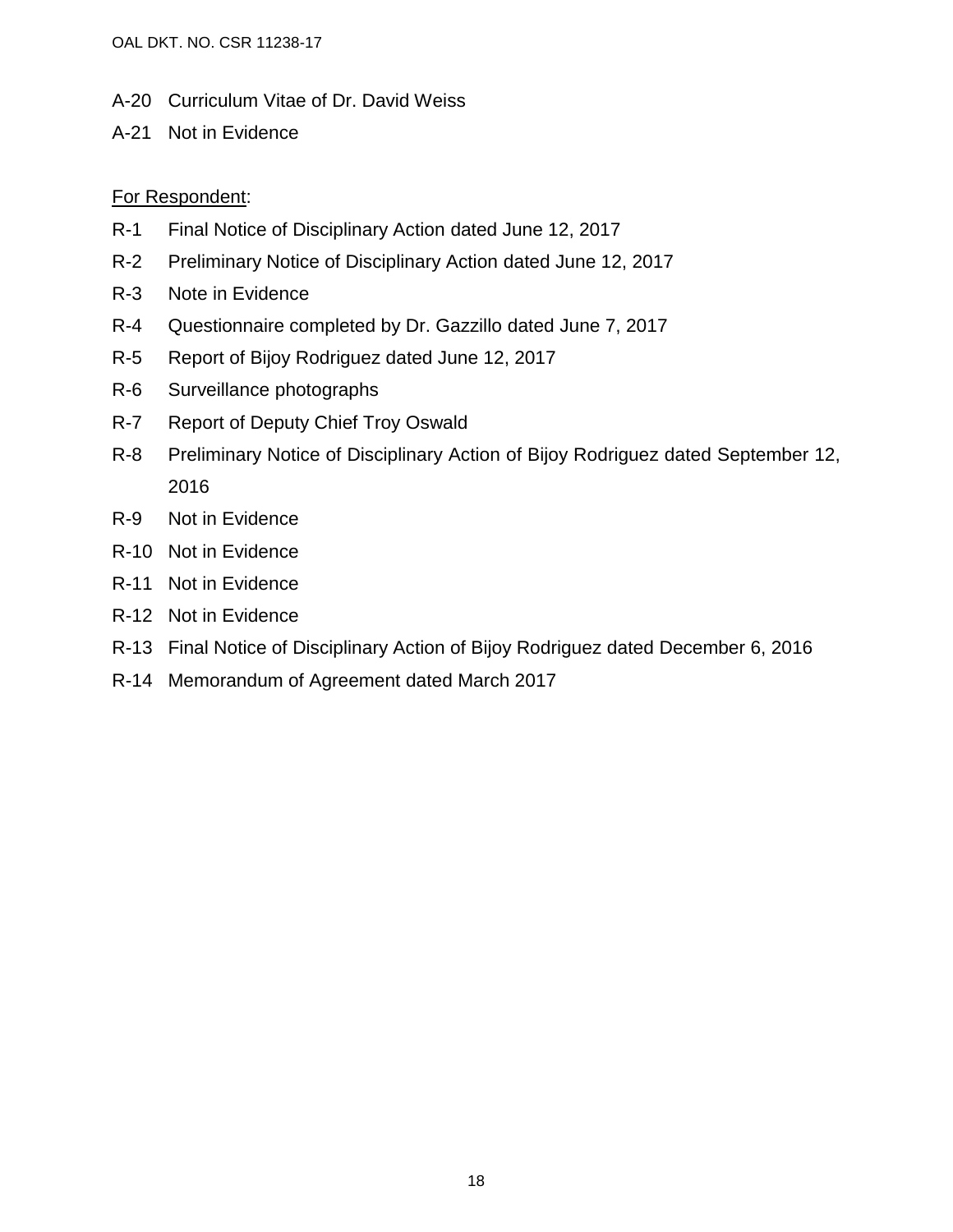A-20 Curriculum Vitae of Dr. David Weiss

A-21 Not in Evidence

For Respondent:

R-1 Final Notice of Disciplinary Action dated June 12, 2017

R-2 Preliminary Notice of Disciplinary Action dated June 12, 2017

R-3 Note in Evidence

R-4 Questionnaire completed by Dr. Gazzillo dated June 7, 2017

R-5 Report of Bijoy Rodriguez dated June 12, 2017

R-6 Surveillance photographs

R-7 Report of Deputy Chief Troy Oswald

R-8 Preliminary Notice of Disciplinary Action of Bijoy Rodriguez dated September 12, 2016

R-9 Not in Evidence

R-10 Not in Evidence

R-11 Not in Evidence

R-12 Not in Evidence

R-13 Final Notice of Disciplinary Action of Bijoy Rodriguez dated December 6, 2016

R-14 Memorandum of Agreement dated March 2017